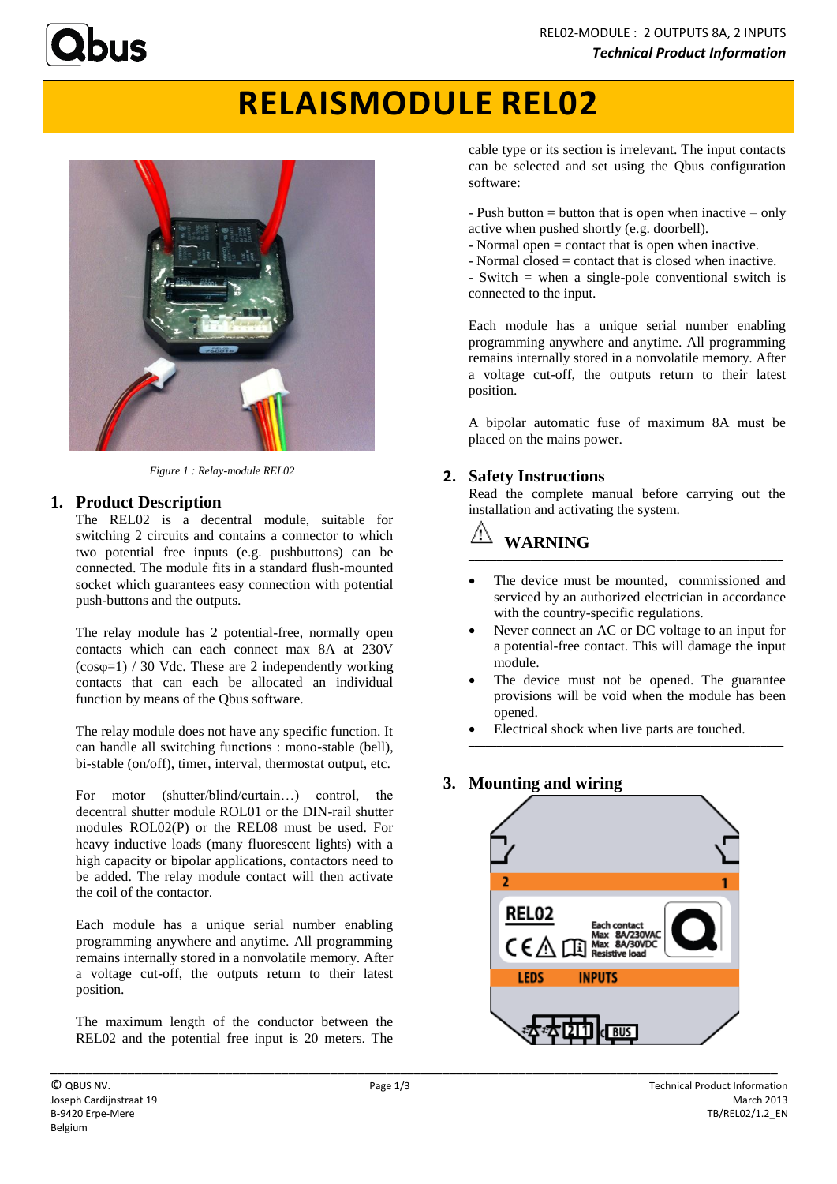# RELAISMODULE REL02

*Figure 1 : Relay-module REL02*

## 1. Product Description

The REL02 is a decentral module, suitable for switching 2 circuits and contains a connector to which two potential free inputs (e.g. pushbuttons) can be connected. The module fits in a standard flush-mounted socket which guarantees easy connection with potential push-buttons and the outputs.

The relay module has 2 potential-free, normally open contacts which can each connect max 8A at 230V (cosφ=1) / 30 Vdc. These are 2 independently working contacts that can each be allocated an individual function by means of the Qbus software.

The relay module does not have any specific function. It can handle all switching functions : mono-stable (bell), bi-stable (on/off), timer, interval, thermostat output, etc.

For motor (shutter/blind/curtain…) control, the decentral shutter module ROL01 or the DIN-rail shutter modules ROL02(P) or the REL08 must be used. For heavy inductive loads (many fluorescent lights) with a high capacity or bipolar applications, contactors need to be added. The relay module contact will then activate the coil of the contactor.

Each module has a unique serial number enabling programming anywhere and anytime. All programming remains internally stored in a nonvolatile memory. After a voltage cut-off, the outputs return to their latest position.

The maximum length of the conductor between the REL02 and the potential free input is 20 meters. The cable type or its section is irrelevant. The input contacts can be selected and set using the Qbus configuration software:

- Push button = button that is open when inactive – only active when pushed shortly (e.g. doorbell).
- Normal open = contact that is open when inactive.
- Normal closed = contact that is closed when inactive.
- Switch = when a single-pole conventional switch is connected to the input.

Each module has a unique serial number enabling programming anywhere and anytime. All programming remains internally stored in a nonvolatile memory. After a voltage cut-off, the outputs return to their latest position.

A bipolar automatic fuse of maximum 8A must be placed on the mains power.

## 2. Safety Instructions

Read the complete manual before carrying out the installation and activating the system.

**WARNING**

- The device must be mounted, commissioned and serviced by an authorized electrician in accordance with the country-specific regulations.
- Never connect an AC or DC voltage to an input for a potential-free contact. This will damage the input module.
- The device must not be opened. The guarantee provisions will be void when the module has been opened.
- Electrical shock when live parts are touched.

## 3. Mounting and wiring

2 1

REL02

Each contact Max 8A/230VAC Max 8A/30VDC Resistive load

LEDS INPUTS

2 1 BUS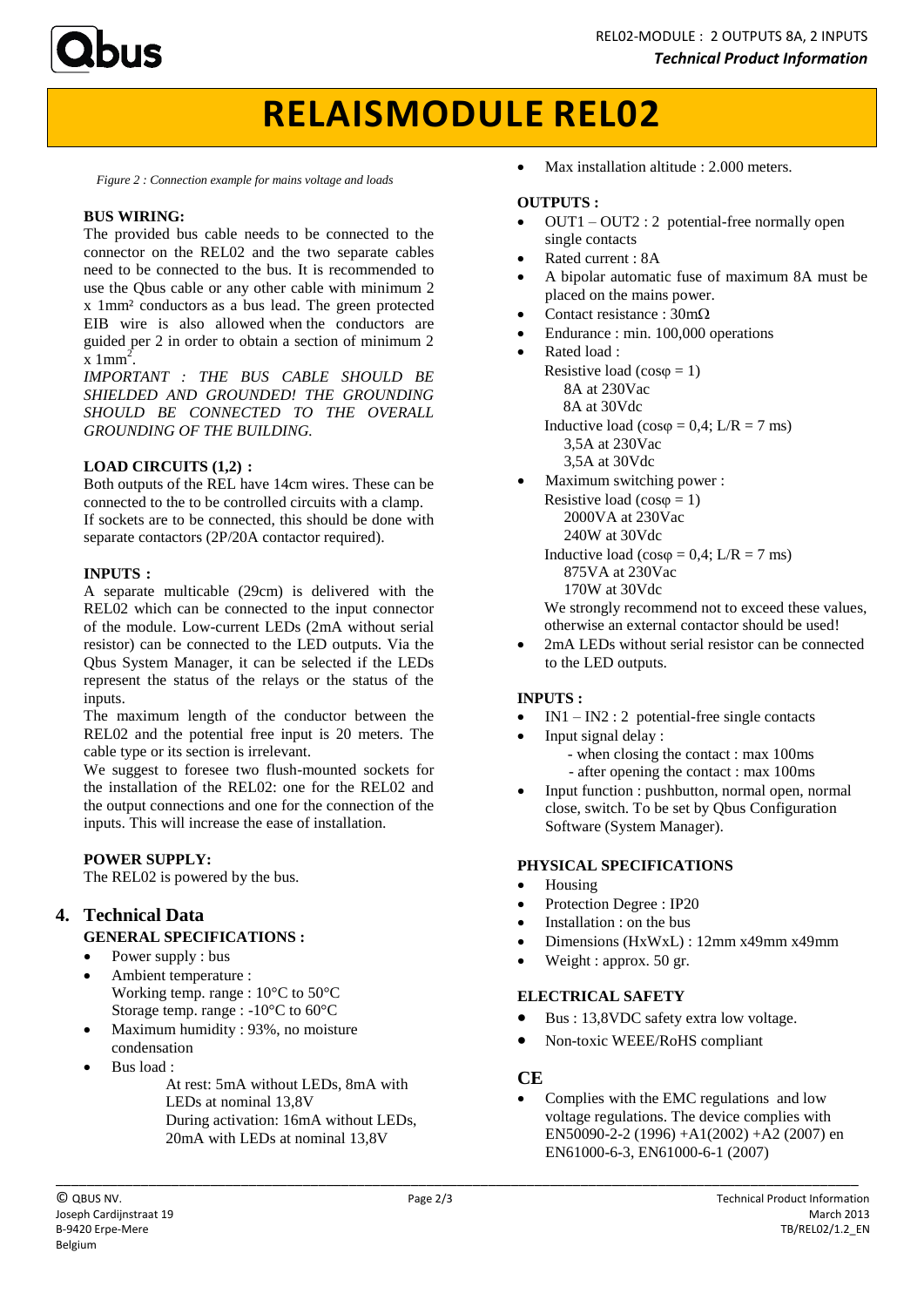# RELAISMODULE REL02

*Figure 2 : Connection example for mains voltage and loads*

**BUS WIRING:**

The provided bus cable needs to be connected to the connector on the REL02 and the two separate cables need to be connected to the bus. It is recommended to use the Qbus cable or any other cable with minimum 2 x 1mm² conductors as a bus lead. The green protected EIB wire is also allowed when the conductors are guided per 2 in order to obtain a section of minimum 2 x 1mm².

*IMPORTANT : THE BUS CABLE SHOULD BE SHIELDED AND GROUNDED! THE GROUNDING SHOULD BE CONNECTED TO THE OVERALL GROUNDING OF THE BUILDING.*

**LOAD CIRCUITS (1,2) :**

Both outputs of the REL have 14cm wires. These can be connected to the to be controlled circuits with a clamp.
If sockets are to be connected, this should be done with separate contactors (2P/20A contactor required).

**INPUTS :**

A separate multicable (29cm) is delivered with the REL02 which can be connected to the input connector of the module. Low-current LEDs (2mA without serial resistor) can be connected to the LED outputs. Via the Qbus System Manager, it can be selected if the LEDs represent the status of the relays or the status of the inputs.
The maximum length of the conductor between the REL02 and the potential free input is 20 meters. The cable type or its section is irrelevant.
We suggest to foresee two flush-mounted sockets for the installation of the REL02: one for the REL02 and the output connections and one for the connection of the inputs. This will increase the ease of installation.

**POWER SUPPLY:**

The REL02 is powered by the bus.

## 4. Technical Data

**GENERAL SPECIFICATIONS :**

- Power supply : bus
- Ambient temperature :
  Working temp. range : 10°C to 50°C
  Storage temp. range : -10°C to 60°C
- Maximum humidity : 93%, no moisture condensation
- Bus load :
  At rest: 5mA without LEDs, 8mA with LEDs at nominal 13,8V
  During activation: 16mA without LEDs, 20mA with LEDs at nominal 13,8V
- Max installation altitude : 2.000 meters.

**OUTPUTS :**

- OUT1 – OUT2 : 2 potential-free normally open single contacts
- Rated current : 8A
- A bipolar automatic fuse of maximum 8A must be placed on the mains power.
- Contact resistance : 30mΩ
- Endurance : min. 100,000 operations
- Rated load :
  Resistive load (cosφ = 1)
  8A at 230Vac
  8A at 30Vdc
  Inductive load (cosφ = 0,4; L/R = 7 ms)
  3,5A at 230Vac
  3,5A at 30Vdc
- Maximum switching power :
  Resistive load (cosφ = 1)
  2000VA at 230Vac
  240W at 30Vdc
  Inductive load (cosφ = 0,4; L/R = 7 ms)
  875VA at 230Vac
  170W at 30Vdc
  We strongly recommend not to exceed these values, otherwise an external contactor should be used!
- 2mA LEDs without serial resistor can be connected to the LED outputs.

**INPUTS :**

- IN1 – IN2 : 2 potential-free single contacts
- Input signal delay :
  - when closing the contact : max 100ms
  - after opening the contact : max 100ms
- Input function : pushbutton, normal open, normal close, switch. To be set by Qbus Configuration Software (System Manager).

**PHYSICAL SPECIFICATIONS**

- Housing
- Protection Degree : IP20
- Installation : on the bus
- Dimensions (HxWxL) : 12mm x49mm x49mm
- Weight : approx. 50 gr.

**ELECTRICAL SAFETY**

- Bus : 13,8VDC safety extra low voltage.
- Non-toxic WEEE/RoHS compliant

**CE**

- Complies with the EMC regulations and low voltage regulations. The device complies with EN50090-2-2 (1996) +A1(2002) +A2 (2007) en EN61000-6-3, EN61000-6-1 (2007)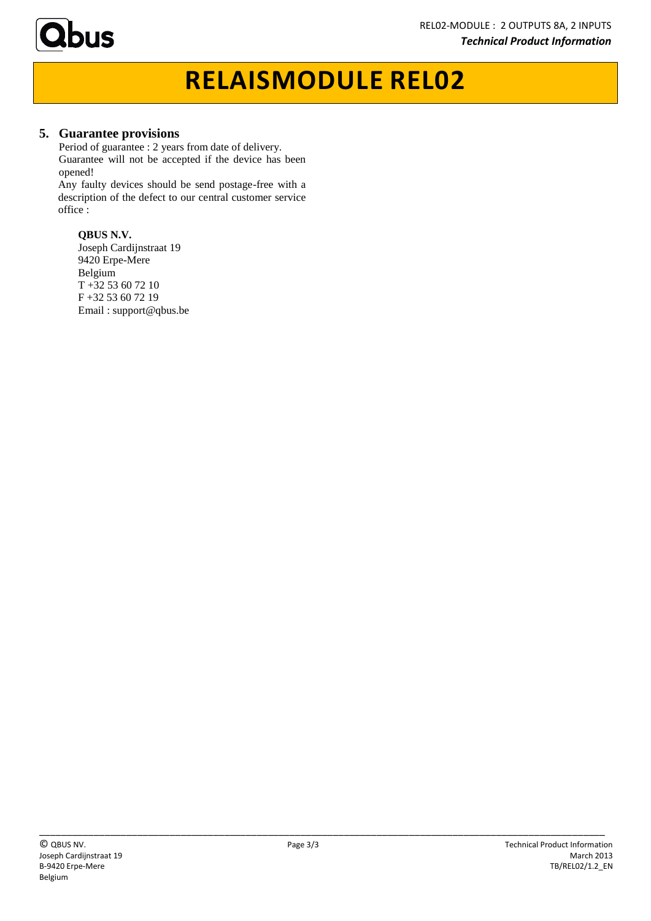# RELAISMODULE REL02

## 5. Guarantee provisions

Period of guarantee : 2 years from date of delivery.
Guarantee will not be accepted if the device has been opened!
Any faulty devices should be send postage-free with a description of the defect to our central customer service office :

**QBUS N.V.**
Joseph Cardijnstraat 19
9420 Erpe-Mere
Belgium
T +32 53 60 72 10
F +32 53 60 72 19
Email : support@qbus.be